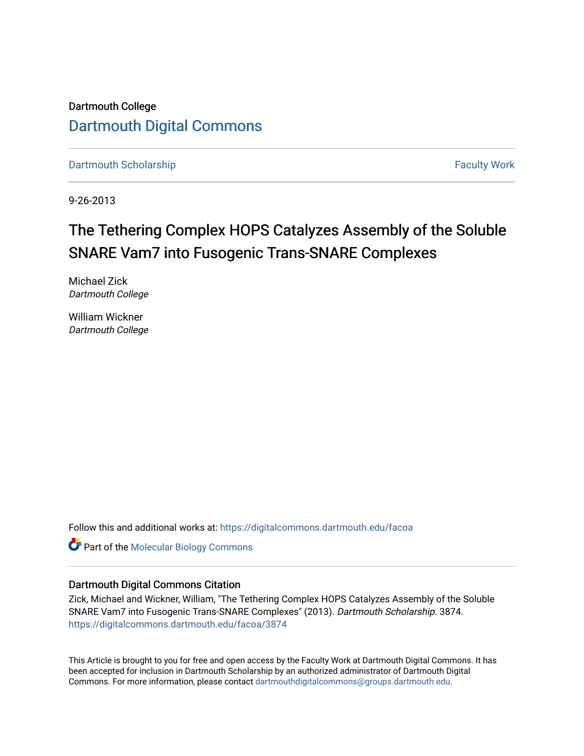Dartmouth College

# Dartmouth Digital Commons

Dartmouth Scholarship | Faculty Work

9-26-2013

# The Tethering Complex HOPS Catalyzes Assembly of the Soluble SNARE Vam7 into Fusogenic Trans-SNARE Complexes

Michael Zick
*Dartmouth College*

William Wickner
*Dartmouth College*

Follow this and additional works at: https://digitalcommons.dartmouth.edu/facoa

Part of the Molecular Biology Commons

## Dartmouth Digital Commons Citation

Zick, Michael and Wickner, William, "The Tethering Complex HOPS Catalyzes Assembly of the Soluble SNARE Vam7 into Fusogenic Trans-SNARE Complexes" (2013). *Dartmouth Scholarship*. 3874.
https://digitalcommons.dartmouth.edu/facoa/3874

This Article is brought to you for free and open access by the Faculty Work at Dartmouth Digital Commons. It has been accepted for inclusion in Dartmouth Scholarship by an authorized administrator of Dartmouth Digital Commons. For more information, please contact dartmouthdigitalcommons@groups.dartmouth.edu.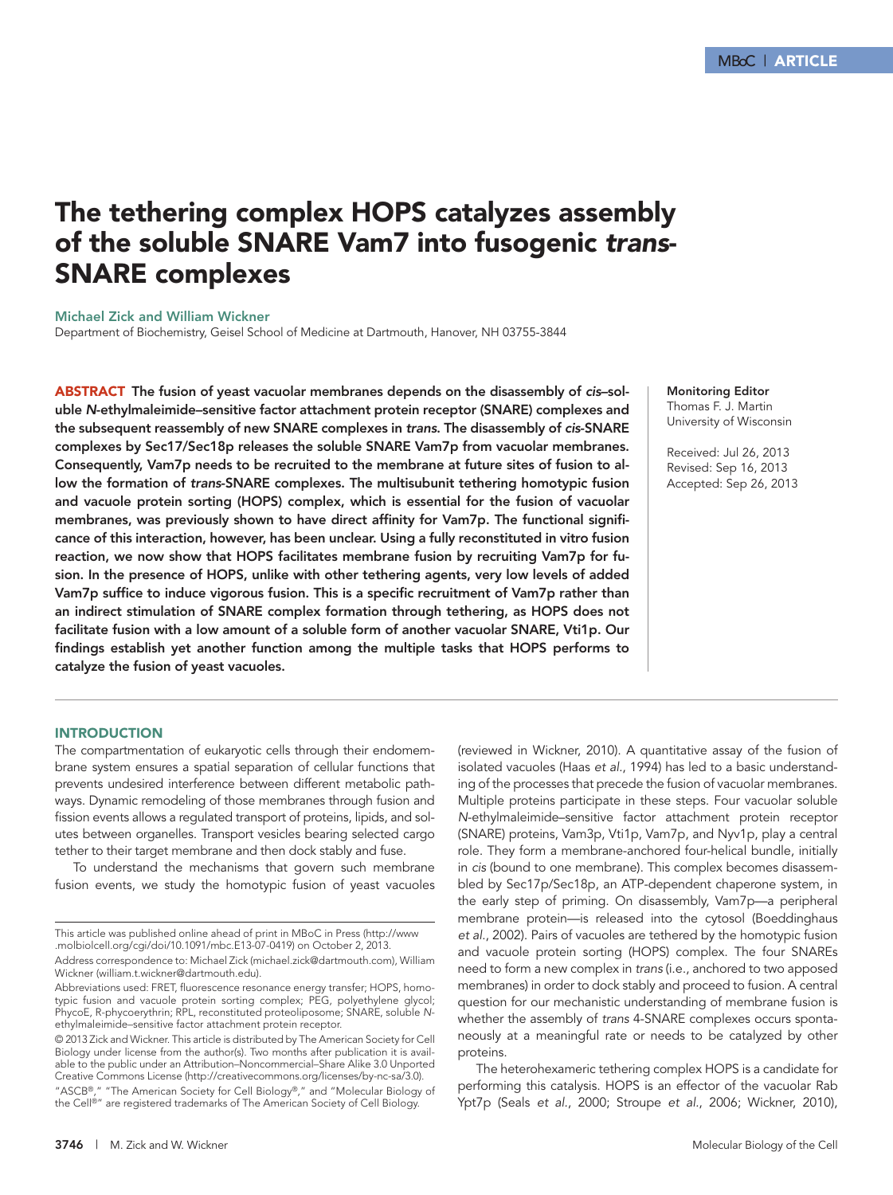# The tethering complex HOPS catalyzes assembly of the soluble SNARE Vam7 into fusogenic *trans*-SNARE complexes

**Michael Zick and William Wickner**

Department of Biochemistry, Geisel School of Medicine at Dartmouth, Hanover, NH 03755-3844

**ABSTRACT** **The fusion of yeast vacuolar membranes depends on the disassembly of *cis*–soluble *N*-ethylmaleimide–sensitive factor attachment protein receptor (SNARE) complexes and the subsequent reassembly of new SNARE complexes in *trans*. The disassembly of *cis*-SNARE complexes by Sec17/Sec18p releases the soluble SNARE Vam7p from vacuolar membranes. Consequently, Vam7p needs to be recruited to the membrane at future sites of fusion to allow the formation of *trans*-SNARE complexes. The multisubunit tethering homotypic fusion and vacuole protein sorting (HOPS) complex, which is essential for the fusion of vacuolar membranes, was previously shown to have direct affinity for Vam7p. The functional significance of this interaction, however, has been unclear. Using a fully reconstituted in vitro fusion reaction, we now show that HOPS facilitates membrane fusion by recruiting Vam7p for fusion. In the presence of HOPS, unlike with other tethering agents, very low levels of added Vam7p suffice to induce vigorous fusion. This is a specific recruitment of Vam7p rather than an indirect stimulation of SNARE complex formation through tethering, as HOPS does not facilitate fusion with a low amount of a soluble form of another vacuolar SNARE, Vti1p. Our findings establish yet another function among the multiple tasks that HOPS performs to catalyze the fusion of yeast vacuoles.**

**Monitoring Editor**
Thomas F. J. Martin
University of Wisconsin

Received: Jul 26, 2013
Revised: Sep 16, 2013
Accepted: Sep 26, 2013

## INTRODUCTION

The compartmentation of eukaryotic cells through their endomembrane system ensures a spatial separation of cellular functions that prevents undesired interference between different metabolic pathways. Dynamic remodeling of those membranes through fusion and fission events allows a regulated transport of proteins, lipids, and solutes between organelles. Transport vesicles bearing selected cargo tether to their target membrane and then dock stably and fuse.

To understand the mechanisms that govern such membrane fusion events, we study the homotypic fusion of yeast vacuoles (reviewed in Wickner, 2010). A quantitative assay of the fusion of isolated vacuoles (Haas *et al.*, 1994) has led to a basic understanding of the processes that precede the fusion of vacuolar membranes. Multiple proteins participate in these steps. Four vacuolar soluble *N*-ethylmaleimide–sensitive factor attachment protein receptor (SNARE) proteins, Vam3p, Vti1p, Vam7p, and Nyv1p, play a central role. They form a membrane-anchored four-helical bundle, initially in *cis* (bound to one membrane). This complex becomes disassembled by Sec17p/Sec18p, an ATP-dependent chaperone system, in the early step of priming. On disassembly, Vam7p—a peripheral membrane protein—is released into the cytosol (Boeddinghaus *et al.*, 2002). Pairs of vacuoles are tethered by the homotypic fusion and vacuole protein sorting (HOPS) complex. The four SNAREs need to form a new complex in *trans* (i.e., anchored to two apposed membranes) in order to dock stably and proceed to fusion. A central question for our mechanistic understanding of membrane fusion is whether the assembly of *trans* 4-SNARE complexes occurs spontaneously at a meaningful rate or needs to be catalyzed by other proteins.

The heterohexameric tethering complex HOPS is a candidate for performing this catalysis. HOPS is an effector of the vacuolar Rab Ypt7p (Seals *et al.*, 2000; Stroupe *et al.*, 2006; Wickner, 2010),

This article was published online ahead of print in MBoC in Press (http://www.molbiolcell.org/cgi/doi/10.1091/mbc.E13-07-0419) on October 2, 2013.

Address correspondence to: Michael Zick (michael.zick@dartmouth.com), William Wickner (william.t.wickner@dartmouth.edu).

Abbreviations used: FRET, fluorescence resonance energy transfer; HOPS, homotypic fusion and vacuole protein sorting complex; PEG, polyethylene glycol; PhycoE, R-phycoerythrin; RPL, reconstituted proteoliposome; SNARE, soluble *N*-ethylmaleimide–sensitive factor attachment protein receptor.

© 2013 Zick and Wickner. This article is distributed by The American Society for Cell Biology under license from the author(s). Two months after publication it is available to the public under an Attribution–Noncommercial–Share Alike 3.0 Unported Creative Commons License (http://creativecommons.org/licenses/by-nc-sa/3.0).

"ASCB®," "The American Society for Cell Biology®," and "Molecular Biology of the Cell®" are registered trademarks of The American Society of Cell Biology.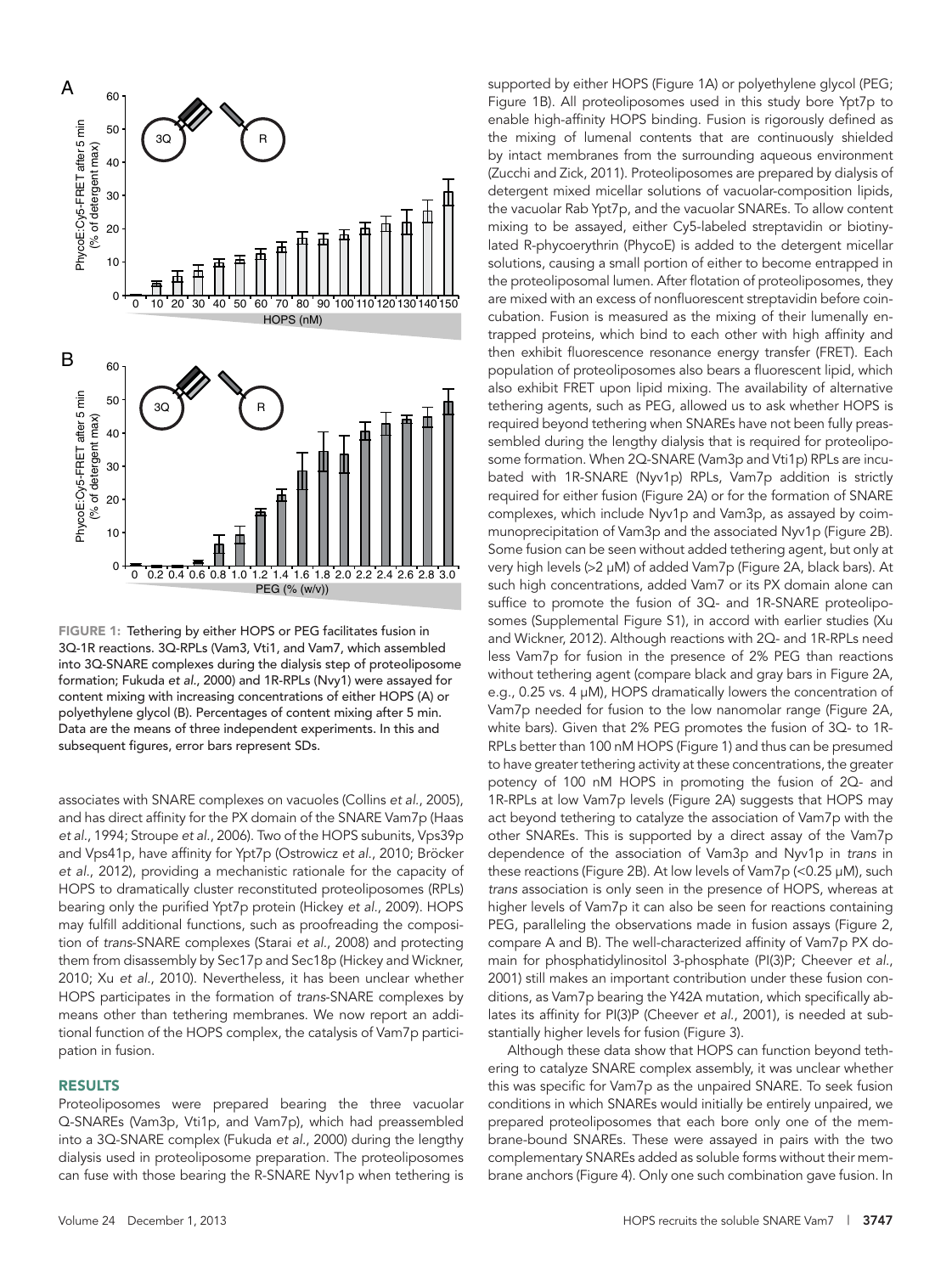FIGURE 1: Tethering by either HOPS or PEG facilitates fusion in 3Q-1R reactions. 3Q-RPLs (Vam3, Vti1, and Vam7, which assembled into 3Q-SNARE complexes during the dialysis step of proteoliposome formation; Fukuda *et al.*, 2000) and 1R-RPLs (Nvy1) were assayed for content mixing with increasing concentrations of either HOPS (A) or polyethylene glycol (B). Percentages of content mixing after 5 min. Data are the means of three independent experiments. In this and subsequent figures, error bars represent SDs.

associates with SNARE complexes on vacuoles (Collins *et al.*, 2005), and has direct affinity for the PX domain of the SNARE Vam7p (Haas *et al.*, 1994; Stroupe *et al.*, 2006). Two of the HOPS subunits, Vps39p and Vps41p, have affinity for Ypt7p (Ostrowicz *et al.*, 2010; Bröcker *et al.*, 2012), providing a mechanistic rationale for the capacity of HOPS to dramatically cluster reconstituted proteoliposomes (RPLs) bearing only the purified Ypt7p protein (Hickey *et al.*, 2009). HOPS may fulfill additional functions, such as proofreading the composition of *trans*-SNARE complexes (Starai *et al.*, 2008) and protecting them from disassembly by Sec17p and Sec18p (Hickey and Wickner, 2010; Xu *et al.*, 2010). Nevertheless, it has been unclear whether HOPS participates in the formation of *trans*-SNARE complexes by means other than tethering membranes. We now report an additional function of the HOPS complex, the catalysis of Vam7p participation in fusion.

## RESULTS

Proteoliposomes were prepared bearing the three vacuolar Q-SNAREs (Vam3p, Vti1p, and Vam7p), which had preassembled into a 3Q-SNARE complex (Fukuda *et al.*, 2000) during the lengthy dialysis used in proteoliposome preparation. The proteoliposomes can fuse with those bearing the R-SNARE Nyv1p when tethering is supported by either HOPS (Figure 1A) or polyethylene glycol (PEG; Figure 1B). All proteoliposomes used in this study bore Ypt7p to enable high-affinity HOPS binding. Fusion is rigorously defined as the mixing of lumenal contents that are continuously shielded by intact membranes from the surrounding aqueous environment (Zucchi and Zick, 2011). Proteoliposomes are prepared by dialysis of detergent mixed micellar solutions of vacuolar-composition lipids, the vacuolar Rab Ypt7p, and the vacuolar SNAREs. To allow content mixing to be assayed, either Cy5-labeled streptavidin or biotinylated R-phycoerythrin (PhycoE) is added to the detergent micellar solutions, causing a small portion of either to become entrapped in the proteoliposomal lumen. After flotation of proteoliposomes, they are mixed with an excess of nonfluorescent streptavidin before coincubation. Fusion is measured as the mixing of their lumenally entrapped proteins, which bind to each other with high affinity and then exhibit fluorescence resonance energy transfer (FRET). Each population of proteoliposomes also bears a fluorescent lipid, which also exhibit FRET upon lipid mixing. The availability of alternative tethering agents, such as PEG, allowed us to ask whether HOPS is required beyond tethering when SNAREs have not been fully preassembled during the lengthy dialysis that is required for proteoliposome formation. When 2Q-SNARE (Vam3p and Vti1p) RPLs are incubated with 1R-SNARE (Nyv1p) RPLs, Vam7p addition is strictly required for either fusion (Figure 2A) or for the formation of SNARE complexes, which include Nyv1p and Vam3p, as assayed by coimmunoprecipitation of Vam3p and the associated Nyv1p (Figure 2B). Some fusion can be seen without added tethering agent, but only at very high levels (>2 μM) of added Vam7p (Figure 2A, black bars). At such high concentrations, added Vam7 or its PX domain alone can suffice to promote the fusion of 3Q- and 1R-SNARE proteoliposomes (Supplemental Figure S1), in accord with earlier studies (Xu and Wickner, 2012). Although reactions with 2Q- and 1R-RPLs need less Vam7p for fusion in the presence of 2% PEG than reactions without tethering agent (compare black and gray bars in Figure 2A, e.g., 0.25 vs. 4 μM), HOPS dramatically lowers the concentration of Vam7p needed for fusion to the low nanomolar range (Figure 2A, white bars). Given that 2% PEG promotes the fusion of 3Q- to 1R-RPLs better than 100 nM HOPS (Figure 1) and thus can be presumed to have greater tethering activity at these concentrations, the greater potency of 100 nM HOPS in promoting the fusion of 2Q- and 1R-RPLs at low Vam7p levels (Figure 2A) suggests that HOPS may act beyond tethering to catalyze the association of Vam7p with the other SNAREs. This is supported by a direct assay of the Vam7p dependence of the association of Vam3p and Nyv1p in *trans* in these reactions (Figure 2B). At low levels of Vam7p (<0.25 μM), such *trans* association is only seen in the presence of HOPS, whereas at higher levels of Vam7p it can also be seen for reactions containing PEG, paralleling the observations made in fusion assays (Figure 2, compare A and B). The well-characterized affinity of Vam7p PX domain for phosphatidylinositol 3-phosphate (PI(3)P; Cheever *et al.*, 2001) still makes an important contribution under these fusion conditions, as Vam7p bearing the Y42A mutation, which specifically ablates its affinity for PI(3)P (Cheever *et al.*, 2001), is needed at substantially higher levels for fusion (Figure 3).

Although these data show that HOPS can function beyond tethering to catalyze SNARE complex assembly, it was unclear whether this was specific for Vam7p as the unpaired SNARE. To seek fusion conditions in which SNAREs would initially be entirely unpaired, we prepared proteoliposomes that each bore only one of the membrane-bound SNAREs. These were assayed in pairs with the two complementary SNAREs added as soluble forms without their membrane anchors (Figure 4). Only one such combination gave fusion. In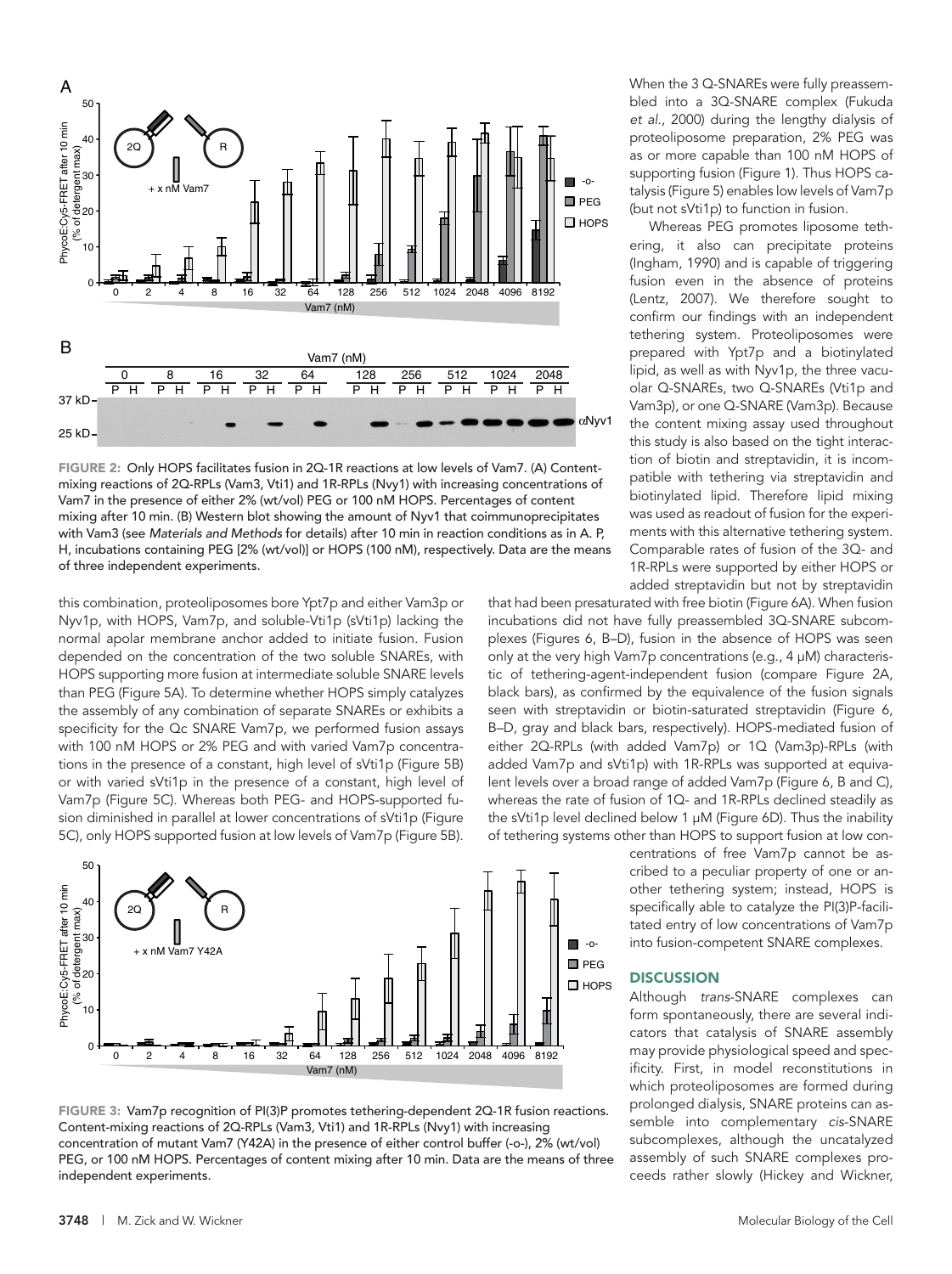FIGURE 2: Only HOPS facilitates fusion in 2Q-1R reactions at low levels of Vam7. (A) Content-mixing reactions of 2Q-RPLs (Vam3, Vti1) and 1R-RPLs (Nvy1) with increasing concentrations of Vam7 in the presence of either 2% (wt/vol) PEG or 100 nM HOPS. Percentages of content mixing after 10 min. (B) Western blot showing the amount of Nyv1 that coimmunoprecipitates with Vam3 (see *Materials and Methods* for details) after 10 min in reaction conditions as in A. P, H, incubations containing PEG [2% (wt/vol)] or HOPS (100 nM), respectively. Data are the means of three independent experiments.

this combination, proteoliposomes bore Ypt7p and either Vam3p or Nyv1p, with HOPS, Vam7p, and soluble-Vti1p (sVti1p) lacking the normal apolar membrane anchor added to initiate fusion. Fusion depended on the concentration of the two soluble SNAREs, with HOPS supporting more fusion at intermediate soluble SNARE levels than PEG (Figure 5A). To determine whether HOPS simply catalyzes the assembly of any combination of separate SNAREs or exhibits a specificity for the Qc SNARE Vam7p, we performed fusion assays with 100 nM HOPS or 2% PEG and with varied Vam7p concentrations in the presence of a constant, high level of sVti1p (Figure 5B) or with varied sVti1p in the presence of a constant, high level of Vam7p (Figure 5C). Whereas both PEG- and HOPS-supported fusion diminished in parallel at lower concentrations of sVti1p (Figure 5C), only HOPS supported fusion at low levels of Vam7p (Figure 5B).

FIGURE 3: Vam7p recognition of PI(3)P promotes tethering-dependent 2Q-1R fusion reactions. Content-mixing reactions of 2Q-RPLs (Vam3, Vti1) and 1R-RPLs (Nvy1) with increasing concentration of mutant Vam7 (Y42A) in the presence of either control buffer (-o-), 2% (wt/vol) PEG, or 100 nM HOPS. Percentages of content mixing after 10 min. Data are the means of three independent experiments.

When the 3 Q-SNAREs were fully preassembled into a 3Q-SNARE complex (Fukuda *et al.*, 2000) during the lengthy dialysis of proteoliposome preparation, 2% PEG was as or more capable than 100 nM HOPS of supporting fusion (Figure 1). Thus HOPS catalysis (Figure 5) enables low levels of Vam7p (but not sVti1p) to function in fusion.

Whereas PEG promotes liposome tethering, it also can precipitate proteins (Ingham, 1990) and is capable of triggering fusion even in the absence of proteins (Lentz, 2007). We therefore sought to confirm our findings with an independent tethering system. Proteoliposomes were prepared with Ypt7p and a biotinylated lipid, as well as with Nyv1p, the three vacuolar Q-SNAREs, two Q-SNAREs (Vti1p and Vam3p), or one Q-SNARE (Vam3p). Because the content mixing assay used throughout this study is also based on the tight interaction of biotin and streptavidin, it is incompatible with tethering via streptavidin and biotinylated lipid. Therefore lipid mixing was used as readout of fusion for the experiments with this alternative tethering system. Comparable rates of fusion of the 3Q- and 1R-RPLs were supported by either HOPS or added streptavidin but not by streptavidin that had been presaturated with free biotin (Figure 6A). When fusion incubations did not have fully preassembled 3Q-SNARE subcomplexes (Figures 6, B–D), fusion in the absence of HOPS was seen only at the very high Vam7p concentrations (e.g., 4 μM) characteristic of tethering-agent-independent fusion (compare Figure 2A, black bars), as confirmed by the equivalence of the fusion signals seen with streptavidin or biotin-saturated streptavidin (Figure 6, B–D, gray and black bars, respectively). HOPS-mediated fusion of either 2Q-RPLs (with added Vam7p) or 1Q (Vam3p)-RPLs (with added Vam7p and sVti1p) with 1R-RPLs was supported at equivalent levels over a broad range of added Vam7p (Figure 6, B and C), whereas the rate of fusion of 1Q- and 1R-RPLs declined steadily as the sVti1p level declined below 1 μM (Figure 6D). Thus the inability of tethering systems other than HOPS to support fusion at low concentrations of free Vam7p cannot be ascribed to a peculiar property of one or another tethering system; instead, HOPS is specifically able to catalyze the PI(3)P-facilitated entry of low concentrations of Vam7p into fusion-competent SNARE complexes.

## DISCUSSION

Although *trans*-SNARE complexes can form spontaneously, there are several indicators that catalysis of SNARE assembly may provide physiological speed and specificity. First, in model reconstitutions in which proteoliposomes are formed during prolonged dialysis, SNARE proteins can assemble into complementary *cis*-SNARE subcomplexes, although the uncatalyzed assembly of such SNARE complexes proceeds rather slowly (Hickey and Wickner,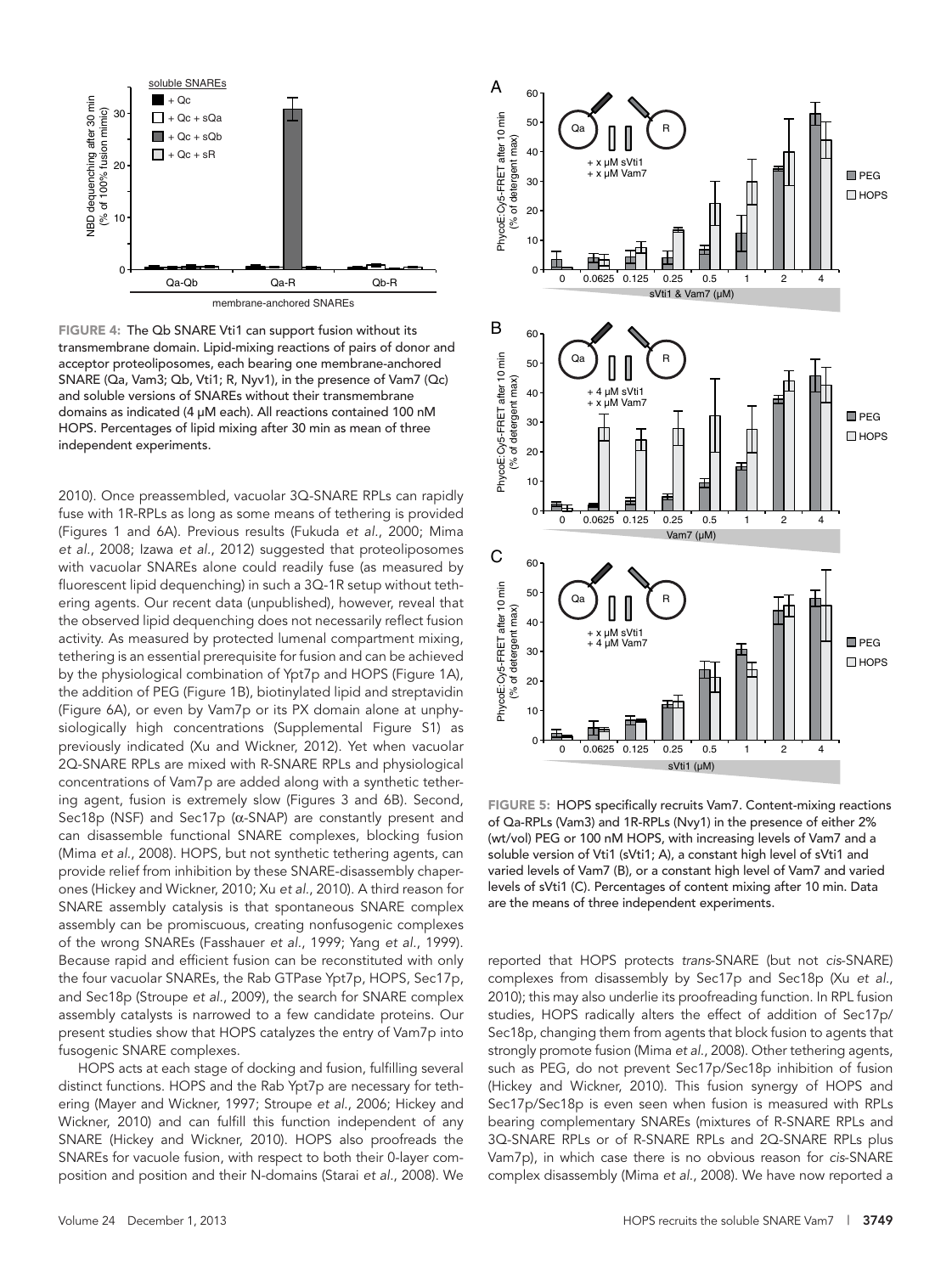**FIGURE 4:** The Qb SNARE Vti1 can support fusion without its transmembrane domain. Lipid-mixing reactions of pairs of donor and acceptor proteoliposomes, each bearing one membrane-anchored SNARE (Qa, Vam3; Qb, Vti1; R, Nyv1), in the presence of Vam7 (Qc) and soluble versions of SNAREs without their transmembrane domains as indicated (4 µM each). All reactions contained 100 nM HOPS. Percentages of lipid mixing after 30 min as mean of three independent experiments.

2010). Once preassembled, vacuolar 3Q-SNARE RPLs can rapidly fuse with 1R-RPLs as long as some means of tethering is provided (Figures 1 and 6A). Previous results (Fukuda *et al.*, 2000; Mima *et al.*, 2008; Izawa *et al.*, 2012) suggested that proteoliposomes with vacuolar SNAREs alone could readily fuse (as measured by fluorescent lipid dequenching) in such a 3Q-1R setup without tethering agents. Our recent data (unpublished), however, reveal that the observed lipid dequenching does not necessarily reflect fusion activity. As measured by protected lumenal compartment mixing, tethering is an essential prerequisite for fusion and can be achieved by the physiological combination of Ypt7p and HOPS (Figure 1A), the addition of PEG (Figure 1B), biotinylated lipid and streptavidin (Figure 6A), or even by Vam7p or its PX domain alone at unphysiologically high concentrations (Supplemental Figure S1) as previously indicated (Xu and Wickner, 2012). Yet when vacuolar 2Q-SNARE RPLs are mixed with R-SNARE RPLs and physiological concentrations of Vam7p are added along with a synthetic tethering agent, fusion is extremely slow (Figures 3 and 6B). Second, Sec18p (NSF) and Sec17p (α-SNAP) are constantly present and can disassemble functional SNARE complexes, blocking fusion (Mima *et al.*, 2008). HOPS, but not synthetic tethering agents, can provide relief from inhibition by these SNARE-disassembly chaperones (Hickey and Wickner, 2010; Xu *et al.*, 2010). A third reason for SNARE assembly catalysis is that spontaneous SNARE complex assembly can be promiscuous, creating nonfusogenic complexes of the wrong SNAREs (Fasshauer *et al.*, 1999; Yang *et al.*, 1999). Because rapid and efficient fusion can be reconstituted with only the four vacuolar SNAREs, the Rab GTPase Ypt7p, HOPS, Sec17p, and Sec18p (Stroupe *et al.*, 2009), the search for SNARE complex assembly catalysts is narrowed to a few candidate proteins. Our present studies show that HOPS catalyzes the entry of Vam7p into fusogenic SNARE complexes.

HOPS acts at each stage of docking and fusion, fulfilling several distinct functions. HOPS and the Rab Ypt7p are necessary for tethering (Mayer and Wickner, 1997; Stroupe *et al.*, 2006; Hickey and Wickner, 2010) and can fulfill this function independent of any SNARE (Hickey and Wickner, 2010). HOPS also proofreads the SNAREs for vacuole fusion, with respect to both their 0-layer composition and position and their N-domains (Starai *et al.*, 2008). We reported that HOPS protects *trans*-SNARE (but not *cis*-SNARE) complexes from disassembly by Sec17p and Sec18p (Xu *et al.*, 2010); this may also underlie its proofreading function. In RPL fusion studies, HOPS radically alters the effect of addition of Sec17p/Sec18p, changing them from agents that block fusion to agents that strongly promote fusion (Mima *et al.*, 2008). Other tethering agents, such as PEG, do not prevent Sec17p/Sec18p inhibition of fusion (Hickey and Wickner, 2010). This fusion synergy of HOPS and Sec17p/Sec18p is even seen when fusion is measured with RPLs bearing complementary SNAREs (mixtures of R-SNARE RPLs and 3Q-SNARE RPLs or of R-SNARE RPLs and 2Q-SNARE RPLs plus Vam7p), in which case there is no obvious reason for *cis*-SNARE complex disassembly (Mima *et al.*, 2008). We have now reported a

**FIGURE 5:** HOPS specifically recruits Vam7. Content-mixing reactions of Qa-RPLs (Vam3) and 1R-RPLs (Nvy1) in the presence of either 2% (wt/vol) PEG or 100 nM HOPS, with increasing levels of Vam7 and a soluble version of Vti1 (sVti1; A), a constant high level of sVti1 and varied levels of Vam7 (B), or a constant high level of Vam7 and varied levels of sVti1 (C). Percentages of content mixing after 10 min. Data are the means of three independent experiments.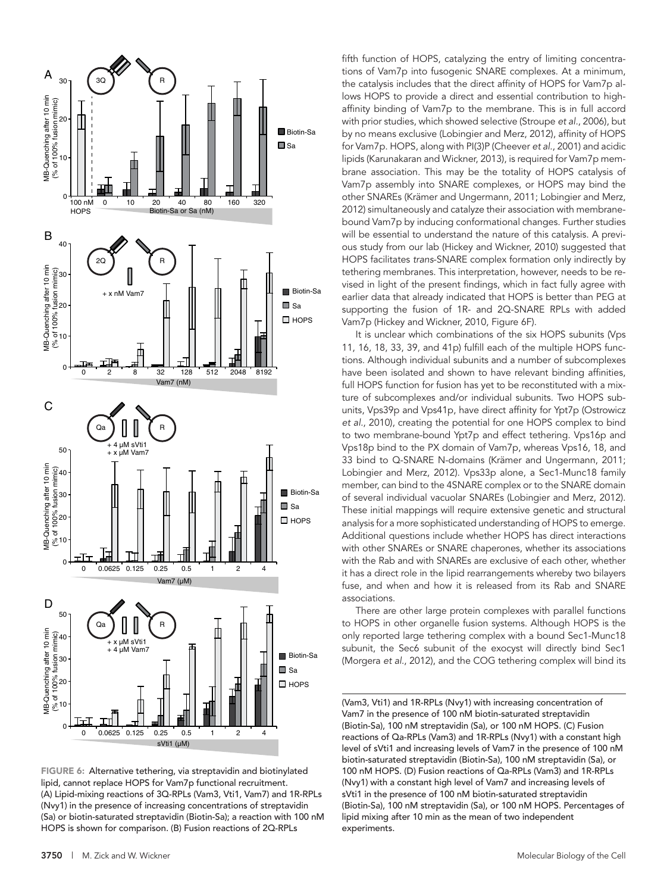fifth function of HOPS, catalyzing the entry of limiting concentrations of Vam7p into fusogenic SNARE complexes. At a minimum, the catalysis includes that the direct affinity of HOPS for Vam7p allows HOPS to provide a direct and essential contribution to high-affinity binding of Vam7p to the membrane. This is in full accord with prior studies, which showed selective (Stroupe *et al*., 2006), but by no means exclusive (Lobingier and Merz, 2012), affinity of HOPS for Vam7p. HOPS, along with PI(3)P (Cheever *et al*., 2001) and acidic lipids (Karunakaran and Wickner, 2013), is required for Vam7p membrane association. This may be the totality of HOPS catalysis of Vam7p assembly into SNARE complexes, or HOPS may bind the other SNAREs (Krämer and Ungermann, 2011; Lobingier and Merz, 2012) simultaneously and catalyze their association with membrane-bound Vam7p by inducing conformational changes. Further studies will be essential to understand the nature of this catalysis. A previous study from our lab (Hickey and Wickner, 2010) suggested that HOPS facilitates *trans*-SNARE complex formation only indirectly by tethering membranes. This interpretation, however, needs to be revised in light of the present findings, which in fact fully agree with earlier data that already indicated that HOPS is better than PEG at supporting the fusion of 1R- and 2Q-SNARE RPLs with added Vam7p (Hickey and Wickner, 2010, Figure 6F).

It is unclear which combinations of the six HOPS subunits (Vps 11, 16, 18, 33, 39, and 41p) fulfill each of the multiple HOPS functions. Although individual subunits and a number of subcomplexes have been isolated and shown to have relevant binding affinities, full HOPS function for fusion has yet to be reconstituted with a mixture of subcomplexes and/or individual subunits. Two HOPS subunits, Vps39p and Vps41p, have direct affinity for Ypt7p (Ostrowicz *et al*., 2010), creating the potential for one HOPS complex to bind to two membrane-bound Ypt7p and effect tethering. Vps16p and Vps18p bind to the PX domain of Vam7p, whereas Vps16, 18, and 33 bind to Q-SNARE N-domains (Krämer and Ungermann, 2011; Lobingier and Merz, 2012). Vps33p alone, a Sec1-Munc18 family member, can bind to the 4SNARE complex or to the SNARE domain of several individual vacuolar SNAREs (Lobingier and Merz, 2012). These initial mappings will require extensive genetic and structural analysis for a more sophisticated understanding of HOPS to emerge. Additional questions include whether HOPS has direct interactions with other SNAREs or SNARE chaperones, whether its associations with the Rab and with SNAREs are exclusive of each other, whether it has a direct role in the lipid rearrangements whereby two bilayers fuse, and when and how it is released from its Rab and SNARE associations.

There are other large protein complexes with parallel functions to HOPS in other organelle fusion systems. Although HOPS is the only reported large tethering complex with a bound Sec1-Munc18 subunit, the Sec6 subunit of the exocyst will directly bind Sec1 (Morgera *et al*., 2012), and the COG tethering complex will bind its

**FIGURE 6:** Alternative tethering, via streptavidin and biotinylated lipid, cannot replace HOPS for Vam7p functional recruitment. (A) Lipid-mixing reactions of 3Q-RPLs (Vam3, Vti1, Vam7) and 1R-RPLs (Nvy1) in the presence of increasing concentrations of streptavidin (Sa) or biotin-saturated streptavidin (Biotin-Sa); a reaction with 100 nM HOPS is shown for comparison. (B) Fusion reactions of 2Q-RPLs (Vam3, Vti1) and 1R-RPLs (Nvy1) with increasing concentration of Vam7 in the presence of 100 nM biotin-saturated streptavidin (Biotin-Sa), 100 nM streptavidin (Sa), or 100 nM HOPS. (C) Fusion reactions of Qa-RPLs (Vam3) and 1R-RPLs (Nvy1) with a constant high level of sVti1 and increasing levels of Vam7 in the presence of 100 nM biotin-saturated streptavidin (Biotin-Sa), 100 nM streptavidin (Sa), or 100 nM HOPS. (D) Fusion reactions of Qa-RPLs (Vam3) and 1R-RPLs (Nvy1) with a constant high level of Vam7 and increasing levels of sVti1 in the presence of 100 nM biotin-saturated streptavidin (Biotin-Sa), 100 nM streptavidin (Sa), or 100 nM HOPS. Percentages of lipid mixing after 10 min as the mean of two independent experiments.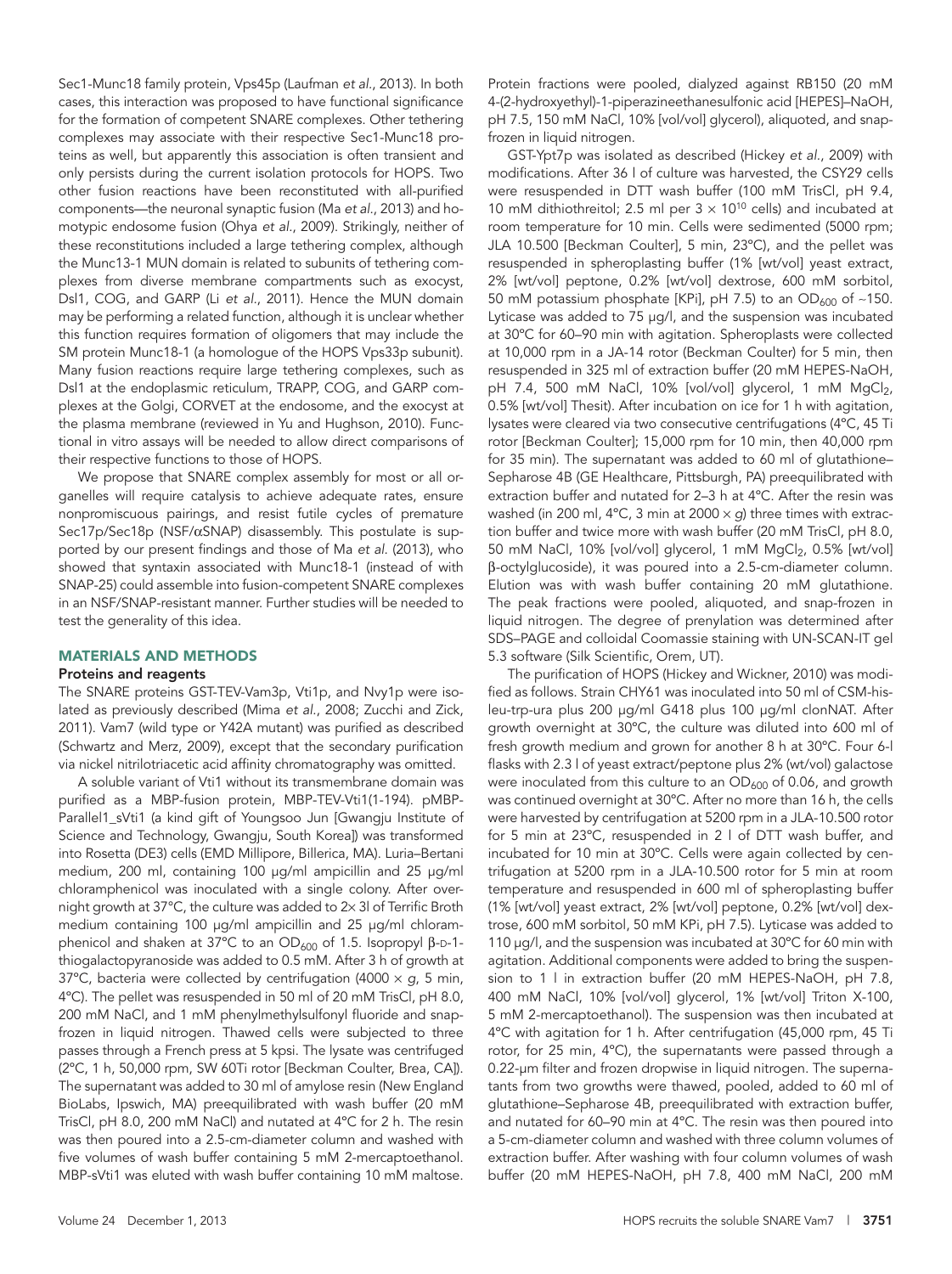Sec1-Munc18 family protein, Vps45p (Laufman *et al.*, 2013). In both cases, this interaction was proposed to have functional significance for the formation of competent SNARE complexes. Other tethering complexes may associate with their respective Sec1-Munc18 proteins as well, but apparently this association is often transient and only persists during the current isolation protocols for HOPS. Two other fusion reactions have been reconstituted with all-purified components—the neuronal synaptic fusion (Ma *et al.*, 2013) and homotypic endosome fusion (Ohya *et al.*, 2009). Strikingly, neither of these reconstitutions included a large tethering complex, although the Munc13-1 MUN domain is related to subunits of tethering complexes from diverse membrane compartments such as exocyst, Dsl1, COG, and GARP (Li *et al.*, 2011). Hence the MUN domain may be performing a related function, although it is unclear whether this function requires formation of oligomers that may include the SM protein Munc18-1 (a homologue of the HOPS Vps33p subunit). Many fusion reactions require large tethering complexes, such as Dsl1 at the endoplasmic reticulum, TRAPP, COG, and GARP complexes at the Golgi, CORVET at the endosome, and the exocyst at the plasma membrane (reviewed in Yu and Hughson, 2010). Functional in vitro assays will be needed to allow direct comparisons of their respective functions to those of HOPS.

We propose that SNARE complex assembly for most or all organelles will require catalysis to achieve adequate rates, ensure nonpromiscuous pairings, and resist futile cycles of premature Sec17p/Sec18p (NSF/αSNAP) disassembly. This postulate is supported by our present findings and those of Ma *et al.* (2013), who showed that syntaxin associated with Munc18-1 (instead of with SNAP-25) could assemble into fusion-competent SNARE complexes in an NSF/SNAP-resistant manner. Further studies will be needed to test the generality of this idea.

## MATERIALS AND METHODS

### Proteins and reagents

The SNARE proteins GST-TEV-Vam3p, Vti1p, and Nvy1p were isolated as previously described (Mima *et al.*, 2008; Zucchi and Zick, 2011). Vam7 (wild type or Y42A mutant) was purified as described (Schwartz and Merz, 2009), except that the secondary purification via nickel nitrilotriacetic acid affinity chromatography was omitted.

A soluble variant of Vti1 without its transmembrane domain was purified as a MBP-fusion protein, MBP-TEV-Vti1(1-194). pMBP-Parallel1_sVti1 (a kind gift of Youngsoo Jun [Gwangju Institute of Science and Technology, Gwangju, South Korea]) was transformed into Rosetta (DE3) cells (EMD Millipore, Billerica, MA). Luria–Bertani medium, 200 ml, containing 100 µg/ml ampicillin and 25 µg/ml chloramphenicol was inoculated with a single colony. After overnight growth at 37°C, the culture was added to 2× 3l of Terrific Broth medium containing 100 µg/ml ampicillin and 25 µg/ml chloramphenicol and shaken at 37°C to an $OD_{600}$ of 1.5. Isopropyl β-D-1-thiogalactopyranoside was added to 0.5 mM. After 3 h of growth at 37°C, bacteria were collected by centrifugation (4000 × *g*, 5 min, 4°C). The pellet was resuspended in 50 ml of 20 mM TrisCl, pH 8.0, 200 mM NaCl, and 1 mM phenylmethylsulfonyl fluoride and snap-frozen in liquid nitrogen. Thawed cells were subjected to three passes through a French press at 5 kpsi. The lysate was centrifuged (2°C, 1 h, 50,000 rpm, SW 60Ti rotor [Beckman Coulter, Brea, CA]). The supernatant was added to 30 ml of amylose resin (New England BioLabs, Ipswich, MA) preequilibrated with wash buffer (20 mM TrisCl, pH 8.0, 200 mM NaCl) and nutated at 4°C for 2 h. The resin was then poured into a 2.5-cm-diameter column and washed with five volumes of wash buffer containing 5 mM 2-mercaptoethanol. MBP-sVti1 was eluted with wash buffer containing 10 mM maltose. Protein fractions were pooled, dialyzed against RB150 (20 mM 4-(2-hydroxyethyl)-1-piperazineethanesulfonic acid [HEPES]–NaOH, pH 7.5, 150 mM NaCl, 10% [vol/vol] glycerol), aliquoted, and snap-frozen in liquid nitrogen.

GST-Ypt7p was isolated as described (Hickey *et al.*, 2009) with modifications. After 36 l of culture was harvested, the CSY29 cells were resuspended in DTT wash buffer (100 mM TrisCl, pH 9.4, 10 mM dithiothreitol; 2.5 ml per $3 \times 10^{10}$ cells) and incubated at room temperature for 10 min. Cells were sedimented (5000 rpm; JLA 10.500 [Beckman Coulter], 5 min, 23°C), and the pellet was resuspended in spheroplasting buffer (1% [wt/vol] yeast extract, 2% [wt/vol] peptone, 0.2% [wt/vol] dextrose, 600 mM sorbitol, 50 mM potassium phosphate [KPi], pH 7.5) to an $OD_{600}$ of ~150. Lyticase was added to 75 µg/l, and the suspension was incubated at 30°C for 60–90 min with agitation. Spheroplasts were collected at 10,000 rpm in a JA-14 rotor (Beckman Coulter) for 5 min, then resuspended in 325 ml of extraction buffer (20 mM HEPES-NaOH, pH 7.4, 500 mM NaCl, 10% [vol/vol] glycerol, 1 mM $MgCl_2$, 0.5% [wt/vol] Thesit). After incubation on ice for 1 h with agitation, lysates were cleared via two consecutive centrifugations (4°C, 45 Ti rotor [Beckman Coulter]; 15,000 rpm for 10 min, then 40,000 rpm for 35 min). The supernatant was added to 60 ml of glutathione–Sepharose 4B (GE Healthcare, Pittsburgh, PA) preequilibrated with extraction buffer and nutated for 2–3 h at 4°C. After the resin was washed (in 200 ml, 4°C, 3 min at 2000 × *g*) three times with extraction buffer and twice more with wash buffer (20 mM TrisCl, pH 8.0, 50 mM NaCl, 10% [vol/vol] glycerol, 1 mM $MgCl_2$, 0.5% [wt/vol] β-octylglucoside), it was poured into a 2.5-cm-diameter column. Elution was with wash buffer containing 20 mM glutathione. The peak fractions were pooled, aliquoted, and snap-frozen in liquid nitrogen. The degree of prenylation was determined after SDS–PAGE and colloidal Coomassie staining with UN-SCAN-IT gel 5.3 software (Silk Scientific, Orem, UT).

The purification of HOPS (Hickey and Wickner, 2010) was modified as follows. Strain CHY61 was inoculated into 50 ml of CSM-his-leu-trp-ura plus 200 µg/ml G418 plus 100 µg/ml clonNAT. After growth overnight at 30°C, the culture was diluted into 600 ml of fresh growth medium and grown for another 8 h at 30°C. Four 6-l flasks with 2.3 l of yeast extract/peptone plus 2% (wt/vol) galactose were inoculated from this culture to an $OD_{600}$ of 0.06, and growth was continued overnight at 30°C. After no more than 16 h, the cells were harvested by centrifugation at 5200 rpm in a JLA-10.500 rotor for 5 min at 23°C, resuspended in 2 l of DTT wash buffer, and incubated for 10 min at 30°C. Cells were again collected by centrifugation at 5200 rpm in a JLA-10.500 rotor for 5 min at room temperature and resuspended in 600 ml of spheroplasting buffer (1% [wt/vol] yeast extract, 2% [wt/vol] peptone, 0.2% [wt/vol] dextrose, 600 mM sorbitol, 50 mM KPi, pH 7.5). Lyticase was added to 110 µg/l, and the suspension was incubated at 30°C for 60 min with agitation. Additional components were added to bring the suspension to 1 l in extraction buffer (20 mM HEPES-NaOH, pH 7.8, 400 mM NaCl, 10% [vol/vol] glycerol, 1% [wt/vol] Triton X-100, 5 mM 2-mercaptoethanol). The suspension was then incubated at 4°C with agitation for 1 h. After centrifugation (45,000 rpm, 45 Ti rotor, for 25 min, 4°C), the supernatants were passed through a 0.22-µm filter and frozen dropwise in liquid nitrogen. The supernatants from two growths were thawed, pooled, added to 60 ml of glutathione–Sepharose 4B, preequilibrated with extraction buffer, and nutated for 60–90 min at 4°C. The resin was then poured into a 5-cm-diameter column and washed with three column volumes of extraction buffer. After washing with four column volumes of wash buffer (20 mM HEPES-NaOH, pH 7.8, 400 mM NaCl, 200 mM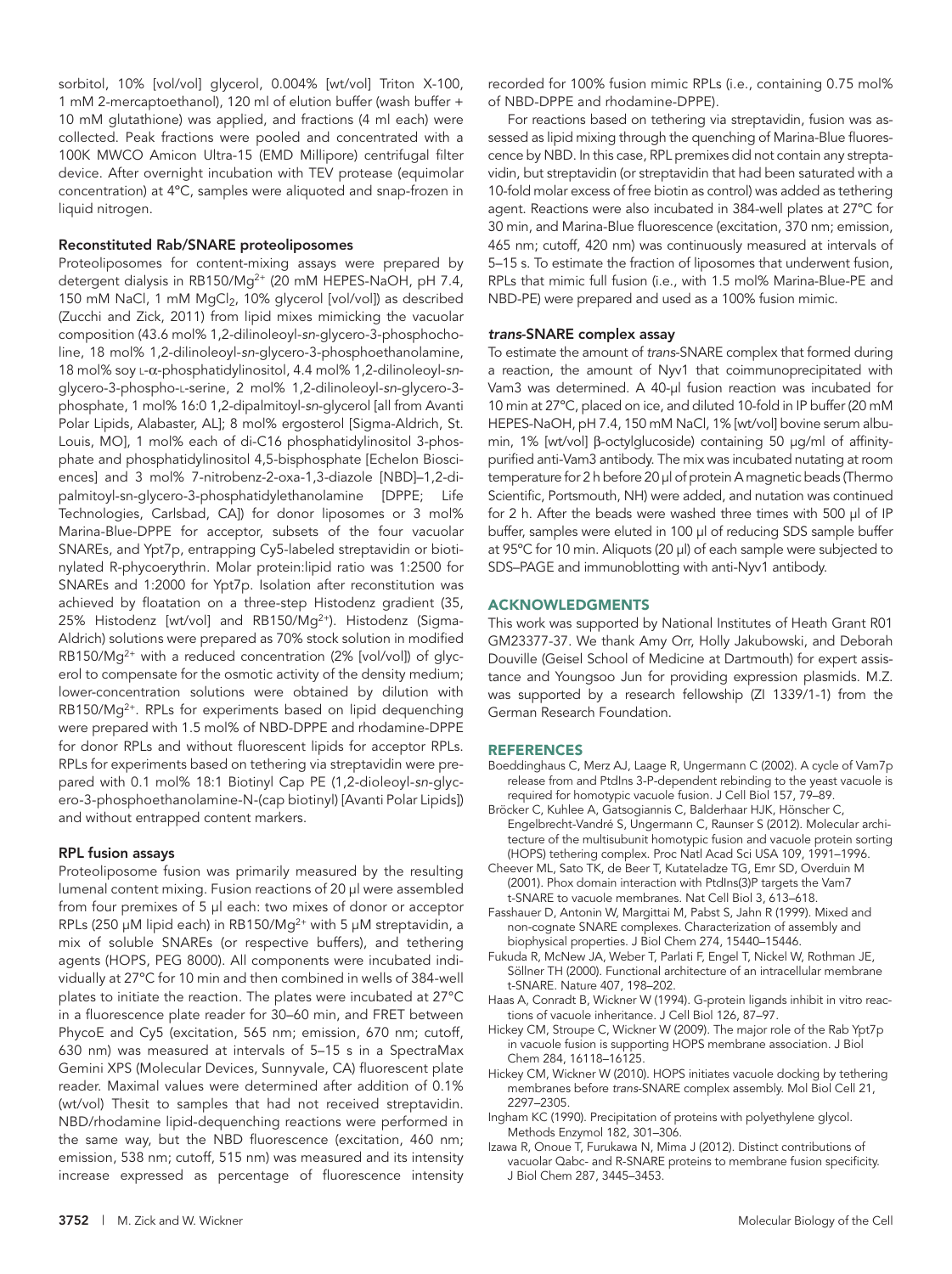sorbitol, 10% [vol/vol] glycerol, 0.004% [wt/vol] Triton X-100, 1 mM 2-mercaptoethanol), 120 ml of elution buffer (wash buffer + 10 mM glutathione) was applied, and fractions (4 ml each) were collected. Peak fractions were pooled and concentrated with a 100K MWCO Amicon Ultra-15 (EMD Millipore) centrifugal filter device. After overnight incubation with TEV protease (equimolar concentration) at 4°C, samples were aliquoted and snap-frozen in liquid nitrogen.

### Reconstituted Rab/SNARE proteoliposomes

Proteoliposomes for content-mixing assays were prepared by detergent dialysis in RB150/$Mg^{2+}$ (20 mM HEPES-NaOH, pH 7.4, 150 mM NaCl, 1 mM $MgCl_2$, 10% glycerol [vol/vol]) as described (Zucchi and Zick, 2011) from lipid mixes mimicking the vacuolar composition (43.6 mol% 1,2-dilinoleoyl-*sn*-glycero-3-phosphocholine, 18 mol% 1,2-dilinoleoyl-*sn*-glycero-3-phosphoethanolamine, 18 mol% soy L-α-phosphatidylinositol, 4.4 mol% 1,2-dilinoleoyl-*sn*-glycero-3-phospho-L-serine, 2 mol% 1,2-dilinoleoyl-*sn*-glycero-3-phosphate, 1 mol% 16:0 1,2-dipalmitoyl-*sn*-glycerol [all from Avanti Polar Lipids, Alabaster, AL]; 8 mol% ergosterol [Sigma-Aldrich, St. Louis, MO], 1 mol% each of di-C16 phosphatidylinositol 3-phosphate and phosphatidylinositol 4,5-bisphosphate [Echelon Biosciences] and 3 mol% 7-nitrobenz-2-oxa-1,3-diazole [NBD]–1,2-dipalmitoyl-sn-glycero-3-phosphatidylethanolamine [DPPE; Life Technologies, Carlsbad, CA]) for donor liposomes or 3 mol% Marina-Blue-DPPE for acceptor, subsets of the four vacuolar SNAREs, and Ypt7p, entrapping Cy5-labeled streptavidin or biotinylated R-phycoerythrin. Molar protein:lipid ratio was 1:2500 for SNAREs and 1:2000 for Ypt7p. Isolation after reconstitution was achieved by floatation on a three-step Histodenz gradient (35, 25% Histodenz [wt/vol] and RB150/$Mg^{2+}$). Histodenz (Sigma-Aldrich) solutions were prepared as 70% stock solution in modified RB150/$Mg^{2+}$ with a reduced concentration (2% [vol/vol]) of glycerol to compensate for the osmotic activity of the density medium; lower-concentration solutions were obtained by dilution with RB150/$Mg^{2+}$. RPLs for experiments based on lipid dequenching were prepared with 1.5 mol% of NBD-DPPE and rhodamine-DPPE for donor RPLs and without fluorescent lipids for acceptor RPLs. RPLs for experiments based on tethering via streptavidin were prepared with 0.1 mol% 18:1 Biotinyl Cap PE (1,2-dioleoyl-*sn*-glycero-3-phosphoethanolamine-N-(cap biotinyl) [Avanti Polar Lipids]) and without entrapped content markers.

### RPL fusion assays

Proteoliposome fusion was primarily measured by the resulting lumenal content mixing. Fusion reactions of 20 µl were assembled from four premixes of 5 µl each: two mixes of donor or acceptor RPLs (250 µM lipid each) in RB150/$Mg^{2+}$ with 5 µM streptavidin, a mix of soluble SNAREs (or respective buffers), and tethering agents (HOPS, PEG 8000). All components were incubated individually at 27°C for 10 min and then combined in wells of 384-well plates to initiate the reaction. The plates were incubated at 27°C in a fluorescence plate reader for 30–60 min, and FRET between PhycoE and Cy5 (excitation, 565 nm; emission, 670 nm; cutoff, 630 nm) was measured at intervals of 5–15 s in a SpectraMax Gemini XPS (Molecular Devices, Sunnyvale, CA) fluorescent plate reader. Maximal values were determined after addition of 0.1% (wt/vol) Thesit to samples that had not received streptavidin. NBD/rhodamine lipid-dequenching reactions were performed in the same way, but the NBD fluorescence (excitation, 460 nm; emission, 538 nm; cutoff, 515 nm) was measured and its intensity increase expressed as percentage of fluorescence intensity recorded for 100% fusion mimic RPLs (i.e., containing 0.75 mol% of NBD-DPPE and rhodamine-DPPE).

For reactions based on tethering via streptavidin, fusion was assessed as lipid mixing through the quenching of Marina-Blue fluorescence by NBD. In this case, RPL premixes did not contain any streptavidin, but streptavidin (or streptavidin that had been saturated with a 10-fold molar excess of free biotin as control) was added as tethering agent. Reactions were also incubated in 384-well plates at 27°C for 30 min, and Marina-Blue fluorescence (excitation, 370 nm; emission, 465 nm; cutoff, 420 nm) was continuously measured at intervals of 5–15 s. To estimate the fraction of liposomes that underwent fusion, RPLs that mimic full fusion (i.e., with 1.5 mol% Marina-Blue-PE and NBD-PE) were prepared and used as a 100% fusion mimic.

### *trans*-SNARE complex assay

To estimate the amount of *trans*-SNARE complex that formed during a reaction, the amount of Nyv1 that coimmunoprecipitated with Vam3 was determined. A 40-µl fusion reaction was incubated for 10 min at 27°C, placed on ice, and diluted 10-fold in IP buffer (20 mM HEPES-NaOH, pH 7.4, 150 mM NaCl, 1% [wt/vol] bovine serum albumin, 1% [wt/vol] β-octylglucoside) containing 50 µg/ml of affinity-purified anti-Vam3 antibody. The mix was incubated nutating at room temperature for 2 h before 20 µl of protein A magnetic beads (Thermo Scientific, Portsmouth, NH) were added, and nutation was continued for 2 h. After the beads were washed three times with 500 µl of IP buffer, samples were eluted in 100 µl of reducing SDS sample buffer at 95°C for 10 min. Aliquots (20 µl) of each sample were subjected to SDS–PAGE and immunoblotting with anti-Nyv1 antibody.

## ACKNOWLEDGMENTS

This work was supported by National Institutes of Heath Grant R01 GM23377-37. We thank Amy Orr, Holly Jakubowski, and Deborah Douville (Geisel School of Medicine at Dartmouth) for expert assistance and Youngsoo Jun for providing expression plasmids. M.Z. was supported by a research fellowship (ZI 1339/1-1) from the German Research Foundation.

## REFERENCES

Boeddinghaus C, Merz AJ, Laage R, Ungermann C (2002). A cycle of Vam7p release from and PtdIns 3-P-dependent rebinding to the yeast vacuole is required for homotypic vacuole fusion. J Cell Biol 157, 79–89.

Bröcker C, Kuhlee A, Gatsogiannis C, Balderhaar HJK, Hönscher C, Engelbrecht-Vandré S, Ungermann C, Raunser S (2012). Molecular architecture of the multisubunit homotypic fusion and vacuole protein sorting (HOPS) tethering complex. Proc Natl Acad Sci USA 109, 1991–1996.

Cheever ML, Sato TK, de Beer T, Kutateladze TG, Emr SD, Overduin M (2001). Phox domain interaction with PtdIns(3)P targets the Vam7 t-SNARE to vacuole membranes. Nat Cell Biol 3, 613–618.

Fasshauer D, Antonin W, Margittai M, Pabst S, Jahn R (1999). Mixed and non-cognate SNARE complexes. Characterization of assembly and biophysical properties. J Biol Chem 274, 15440–15446.

Fukuda R, McNew JA, Weber T, Parlati F, Engel T, Nickel W, Rothman JE, Söllner TH (2000). Functional architecture of an intracellular membrane t-SNARE. Nature 407, 198–202.

Haas A, Conradt B, Wickner W (1994). G-protein ligands inhibit in vitro reactions of vacuole inheritance. J Cell Biol 126, 87–97.

Hickey CM, Stroupe C, Wickner W (2009). The major role of the Rab Ypt7p in vacuole fusion is supporting HOPS membrane association. J Biol Chem 284, 16118–16125.

Hickey CM, Wickner W (2010). HOPS initiates vacuole docking by tethering membranes before *trans*-SNARE complex assembly. Mol Biol Cell 21, 2297–2305.

Ingham KC (1990). Precipitation of proteins with polyethylene glycol. Methods Enzymol 182, 301–306.

Izawa R, Onoue T, Furukawa N, Mima J (2012). Distinct contributions of vacuolar Qabc- and R-SNARE proteins to membrane fusion specificity. J Biol Chem 287, 3445–3453.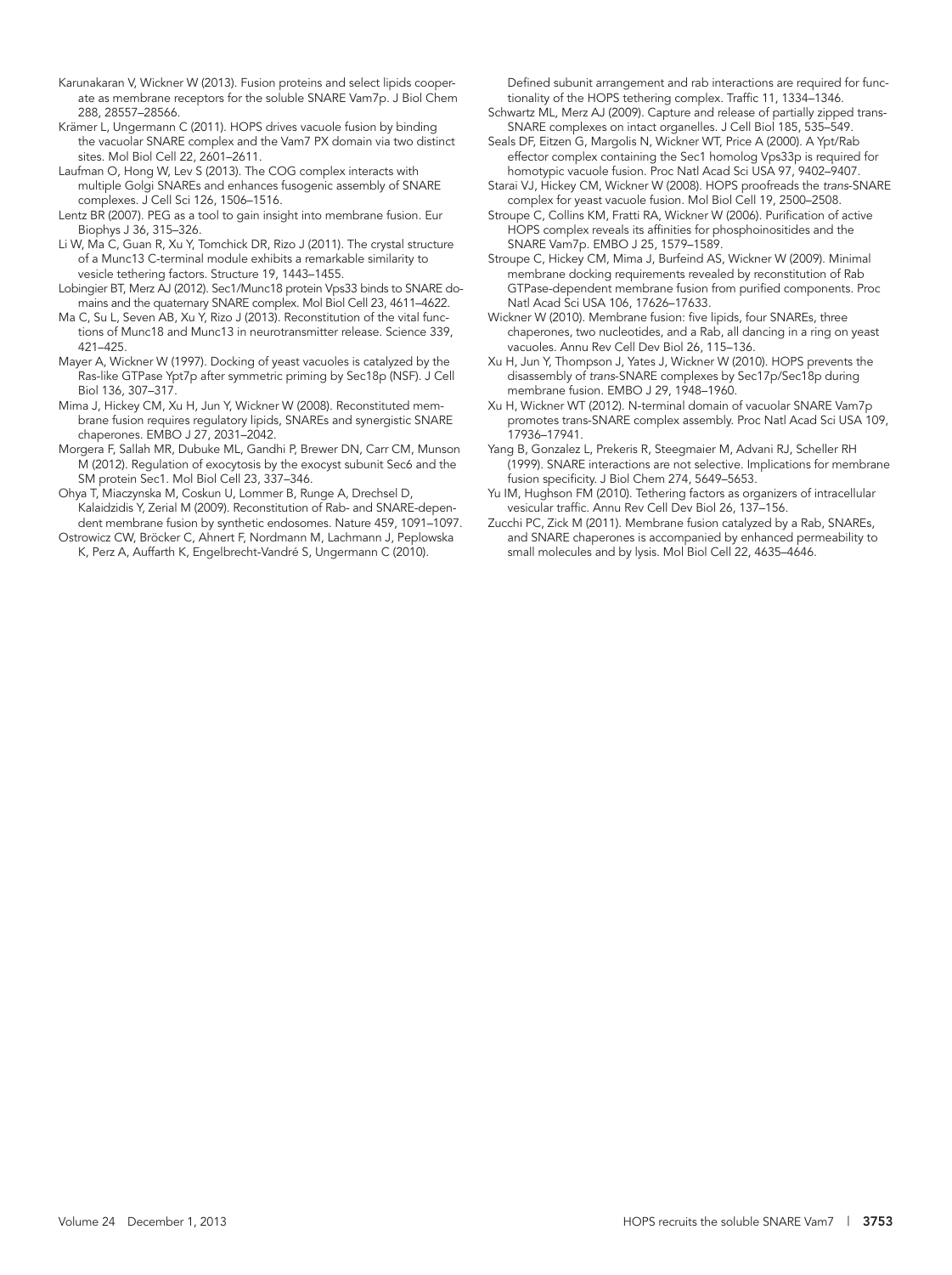Karunakaran V, Wickner W (2013). Fusion proteins and select lipids cooperate as membrane receptors for the soluble SNARE Vam7p. J Biol Chem 288, 28557–28566.

Krämer L, Ungermann C (2011). HOPS drives vacuole fusion by binding the vacuolar SNARE complex and the Vam7 PX domain via two distinct sites. Mol Biol Cell 22, 2601–2611.

Laufman O, Hong W, Lev S (2013). The COG complex interacts with multiple Golgi SNAREs and enhances fusogenic assembly of SNARE complexes. J Cell Sci 126, 1506–1516.

Lentz BR (2007). PEG as a tool to gain insight into membrane fusion. Eur Biophys J 36, 315–326.

Li W, Ma C, Guan R, Xu Y, Tomchick DR, Rizo J (2011). The crystal structure of a Munc13 C-terminal module exhibits a remarkable similarity to vesicle tethering factors. Structure 19, 1443–1455.

Lobingier BT, Merz AJ (2012). Sec1/Munc18 protein Vps33 binds to SNARE domains and the quaternary SNARE complex. Mol Biol Cell 23, 4611–4622.

Ma C, Su L, Seven AB, Xu Y, Rizo J (2013). Reconstitution of the vital functions of Munc18 and Munc13 in neurotransmitter release. Science 339, 421–425.

Mayer A, Wickner W (1997). Docking of yeast vacuoles is catalyzed by the Ras-like GTPase Ypt7p after symmetric priming by Sec18p (NSF). J Cell Biol 136, 307–317.

Mima J, Hickey CM, Xu H, Jun Y, Wickner W (2008). Reconstituted membrane fusion requires regulatory lipids, SNAREs and synergistic SNARE chaperones. EMBO J 27, 2031–2042.

Morgera F, Sallah MR, Dubuke ML, Gandhi P, Brewer DN, Carr CM, Munson M (2012). Regulation of exocytosis by the exocyst subunit Sec6 and the SM protein Sec1. Mol Biol Cell 23, 337–346.

Ohya T, Miaczynska M, Coskun U, Lommer B, Runge A, Drechsel D, Kalaidzidis Y, Zerial M (2009). Reconstitution of Rab- and SNARE-dependent membrane fusion by synthetic endosomes. Nature 459, 1091–1097.

Ostrowicz CW, Bröcker C, Ahnert F, Nordmann M, Lachmann J, Peplowska K, Perz A, Auffarth K, Engelbrecht-Vandré S, Ungermann C (2010). Defined subunit arrangement and rab interactions are required for functionality of the HOPS tethering complex. Traffic 11, 1334–1346.

Schwartz ML, Merz AJ (2009). Capture and release of partially zipped trans-SNARE complexes on intact organelles. J Cell Biol 185, 535–549.

Seals DF, Eitzen G, Margolis N, Wickner WT, Price A (2000). A Ypt/Rab effector complex containing the Sec1 homolog Vps33p is required for homotypic vacuole fusion. Proc Natl Acad Sci USA 97, 9402–9407.

Starai VJ, Hickey CM, Wickner W (2008). HOPS proofreads the *trans*-SNARE complex for yeast vacuole fusion. Mol Biol Cell 19, 2500–2508.

Stroupe C, Collins KM, Fratti RA, Wickner W (2006). Purification of active HOPS complex reveals its affinities for phosphoinositides and the SNARE Vam7p. EMBO J 25, 1579–1589.

Stroupe C, Hickey CM, Mima J, Burfeind AS, Wickner W (2009). Minimal membrane docking requirements revealed by reconstitution of Rab GTPase-dependent membrane fusion from purified components. Proc Natl Acad Sci USA 106, 17626–17633.

Wickner W (2010). Membrane fusion: five lipids, four SNAREs, three chaperones, two nucleotides, and a Rab, all dancing in a ring on yeast vacuoles. Annu Rev Cell Dev Biol 26, 115–136.

Xu H, Jun Y, Thompson J, Yates J, Wickner W (2010). HOPS prevents the disassembly of *trans*-SNARE complexes by Sec17p/Sec18p during membrane fusion. EMBO J 29, 1948–1960.

Xu H, Wickner WT (2012). N-terminal domain of vacuolar SNARE Vam7p promotes trans-SNARE complex assembly. Proc Natl Acad Sci USA 109, 17936–17941.

Yang B, Gonzalez L, Prekeris R, Steegmaier M, Advani RJ, Scheller RH (1999). SNARE interactions are not selective. Implications for membrane fusion specificity. J Biol Chem 274, 5649–5653.

Yu IM, Hughson FM (2010). Tethering factors as organizers of intracellular vesicular traffic. Annu Rev Cell Dev Biol 26, 137–156.

Zucchi PC, Zick M (2011). Membrane fusion catalyzed by a Rab, SNAREs, and SNARE chaperones is accompanied by enhanced permeability to small molecules and by lysis. Mol Biol Cell 22, 4635–4646.